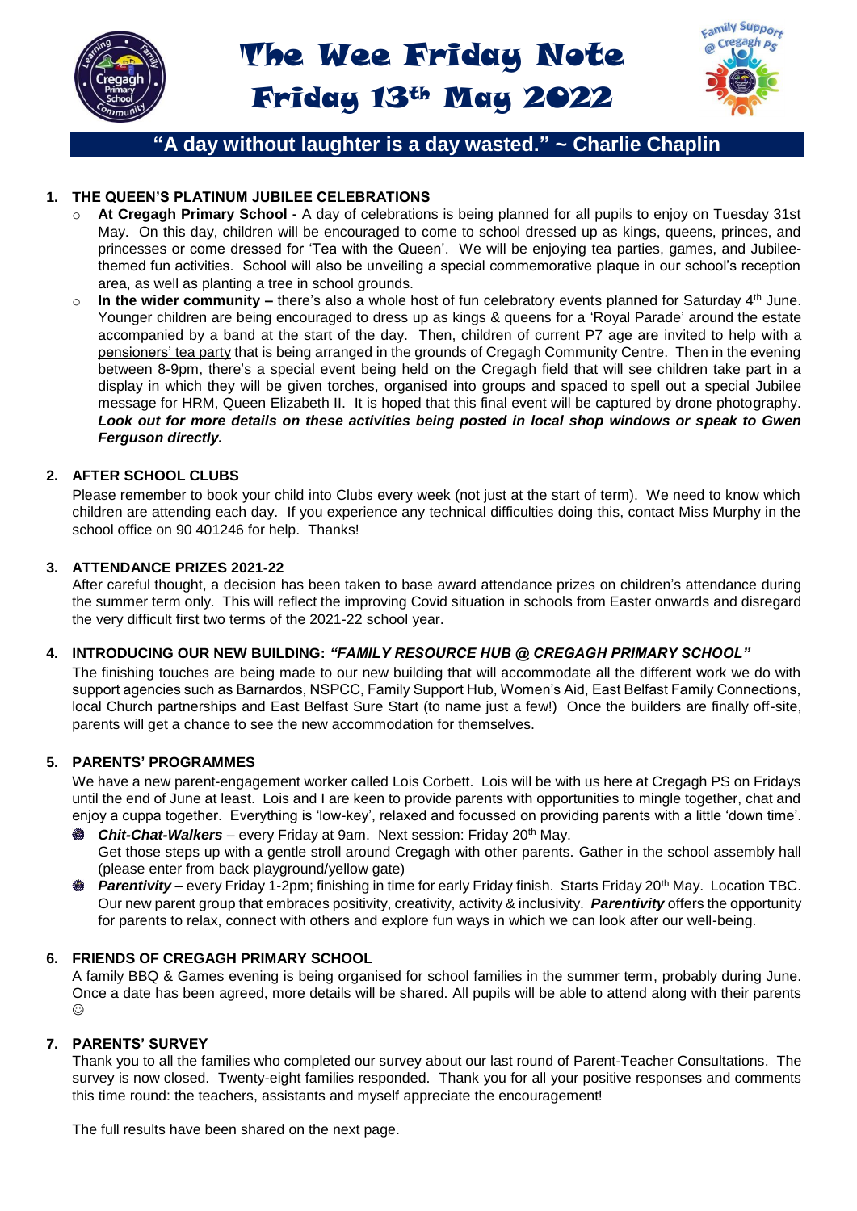# The Wee Friday Note
# Friday 13th May 2022

**"A day without laughter is a day wasted." ~ Charlie Chaplin**

## 1. THE QUEEN'S PLATINUM JUBILEE CELEBRATIONS

- **At Cregagh Primary School -** A day of celebrations is being planned for all pupils to enjoy on Tuesday 31st May. On this day, children will be encouraged to come to school dressed up as kings, queens, princes, and princesses or come dressed for 'Tea with the Queen'. We will be enjoying tea parties, games, and Jubilee-themed fun activities. School will also be unveiling a special commemorative plaque in our school's reception area, as well as planting a tree in school grounds.
- **In the wider community –** there's also a whole host of fun celebratory events planned for Saturday 4th June. Younger children are being encouraged to dress up as kings & queens for a 'Royal Parade' around the estate accompanied by a band at the start of the day. Then, children of current P7 age are invited to help with a pensioners' tea party that is being arranged in the grounds of Cregagh Community Centre. Then in the evening between 8-9pm, there's a special event being held on the Cregagh field that will see children take part in a display in which they will be given torches, organised into groups and spaced to spell out a special Jubilee message for HRM, Queen Elizabeth II. It is hoped that this final event will be captured by drone photography. ***Look out for more details on these activities being posted in local shop windows or speak to Gwen Ferguson directly.***

## 2. AFTER SCHOOL CLUBS

Please remember to book your child into Clubs every week (not just at the start of term). We need to know which children are attending each day. If you experience any technical difficulties doing this, contact Miss Murphy in the school office on 90 401246 for help. Thanks!

## 3. ATTENDANCE PRIZES 2021-22

After careful thought, a decision has been taken to base award attendance prizes on children's attendance during the summer term only. This will reflect the improving Covid situation in schools from Easter onwards and disregard the very difficult first two terms of the 2021-22 school year.

## 4. INTRODUCING OUR NEW BUILDING: *"FAMILY RESOURCE HUB @ CREGAGH PRIMARY SCHOOL"*

The finishing touches are being made to our new building that will accommodate all the different work we do with support agencies such as Barnardos, NSPCC, Family Support Hub, Women's Aid, East Belfast Family Connections, local Church partnerships and East Belfast Sure Start (to name just a few!) Once the builders are finally off-site, parents will get a chance to see the new accommodation for themselves.

## 5. PARENTS' PROGRAMMES

We have a new parent-engagement worker called Lois Corbett. Lois will be with us here at Cregagh PS on Fridays until the end of June at least. Lois and I are keen to provide parents with opportunities to mingle together, chat and enjoy a cuppa together. Everything is 'low-key', relaxed and focussed on providing parents with a little 'down time'.

- ***Chit-Chat-Walkers*** – every Friday at 9am. Next session: Friday 20th May.
  Get those steps up with a gentle stroll around Cregagh with other parents. Gather in the school assembly hall (please enter from back playground/yellow gate)
- ***Parentivity*** – every Friday 1-2pm; finishing in time for early Friday finish. Starts Friday 20th May. Location TBC. Our new parent group that embraces positivity, creativity, activity & inclusivity. ***Parentivity*** offers the opportunity for parents to relax, connect with others and explore fun ways in which we can look after our well-being.

## 6. FRIENDS OF CREGAGH PRIMARY SCHOOL

A family BBQ & Games evening is being organised for school families in the summer term, probably during June. Once a date has been agreed, more details will be shared. All pupils will be able to attend along with their parents ☺

## 7. PARENTS' SURVEY

Thank you to all the families who completed our survey about our last round of Parent-Teacher Consultations. The survey is now closed. Twenty-eight families responded. Thank you for all your positive responses and comments this time round: the teachers, assistants and myself appreciate the encouragement!

The full results have been shared on the next page.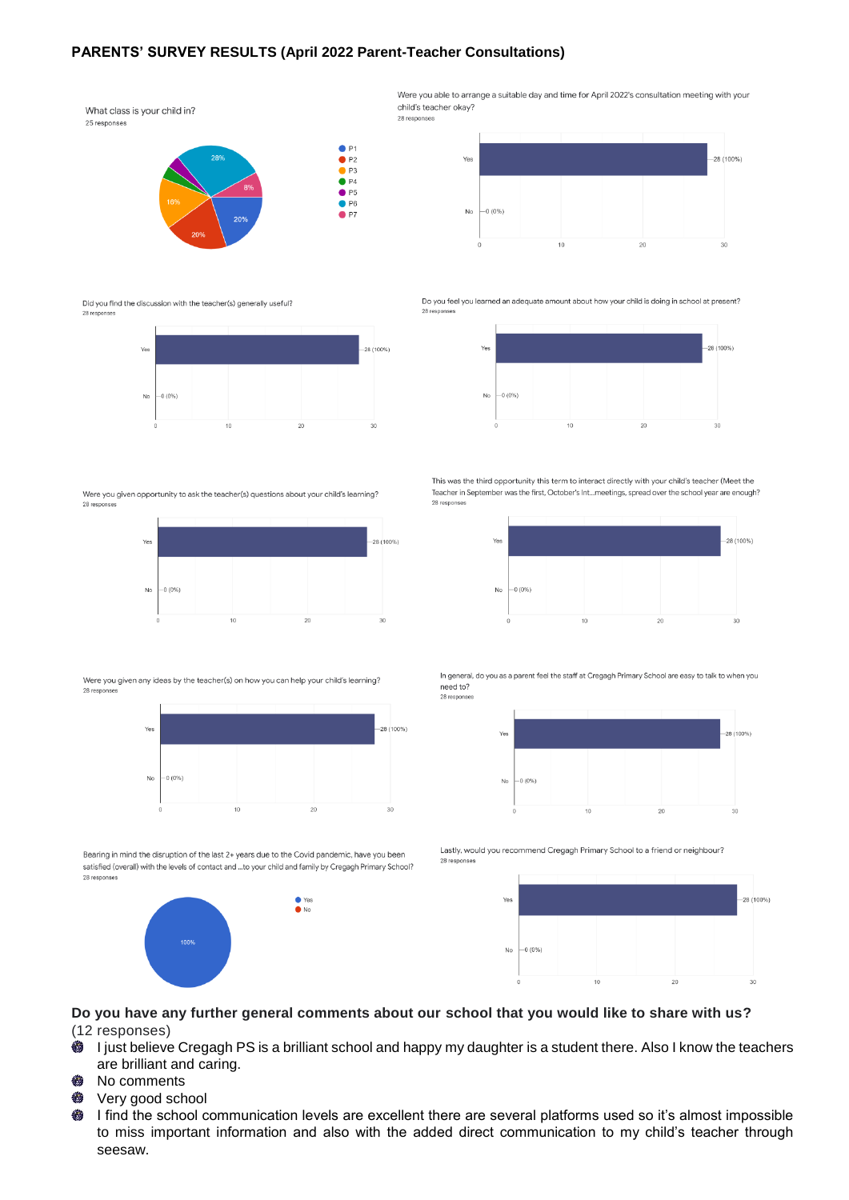**PARENTS' SURVEY RESULTS (April 2022 Parent-Teacher Consultations)**

What class is your child in?
25 responses

| Class | Percentage |
|---|---|
| P1 | 20% |
| P2 | 20% |
| P3 | 16% |
| P4 | |
| P5 | |
| P6 | 28% |
| P7 | 8% |

Were you able to arrange a suitable day and time for April 2022's consultation meeting with your child's teacher okay?
28 responses

| Response | Count |
|---|---|
| Yes | 28 (100%) |
| No | 0 (0%) |

Did you find the discussion with the teacher(s) generally useful?
28 responses

| Response | Count |
|---|---|
| Yes | 28 (100%) |
| No | 0 (0%) |

Do you feel you learned an adequate amount about how your child is doing in school at present?
28 responses

| Response | Count |
|---|---|
| Yes | 28 (100%) |
| No | 0 (0%) |

Were you given opportunity to ask the teacher(s) questions about your child's learning?
28 responses

| Response | Count |
|---|---|
| Yes | 28 (100%) |
| No | 0 (0%) |

This was the third opportunity this term to interact directly with your child's teacher (Meet the Teacher in September was the first, October's Int...meetings, spread over the school year are enough?
28 responses

| Response | Count |
|---|---|
| Yes | 28 (100%) |
| No | 0 (0%) |

Were you given any ideas by the teacher(s) on how you can help your child's learning?
28 responses

| Response | Count |
|---|---|
| Yes | 28 (100%) |
| No | 0 (0%) |

In general, do you as a parent feel the staff at Cregagh Primary School are easy to talk to when you need to?
28 responses

| Response | Count |
|---|---|
| Yes | 28 (100%) |
| No | 0 (0%) |

Bearing in mind the disruption of the last 2+ years due to the Covid pandemic, have you been satisfied (overall) with the levels of contact and ...to your child and family by Cregagh Primary School?
28 responses

| Response | Percentage |
|---|---|
| Yes | 100% |
| No | |

Lastly, would you recommend Cregagh Primary School to a friend or neighbour?
28 responses

| Response | Count |
|---|---|
| Yes | 28 (100%) |
| No | 0 (0%) |

**Do you have any further general comments about our school that you would like to share with us?**
(12 responses)

- I just believe Cregagh PS is a brilliant school and happy my daughter is a student there. Also I know the teachers are brilliant and caring.
- No comments
- Very good school
- I find the school communication levels are excellent there are several platforms used so it's almost impossible to miss important information and also with the added direct communication to my child's teacher through seesaw.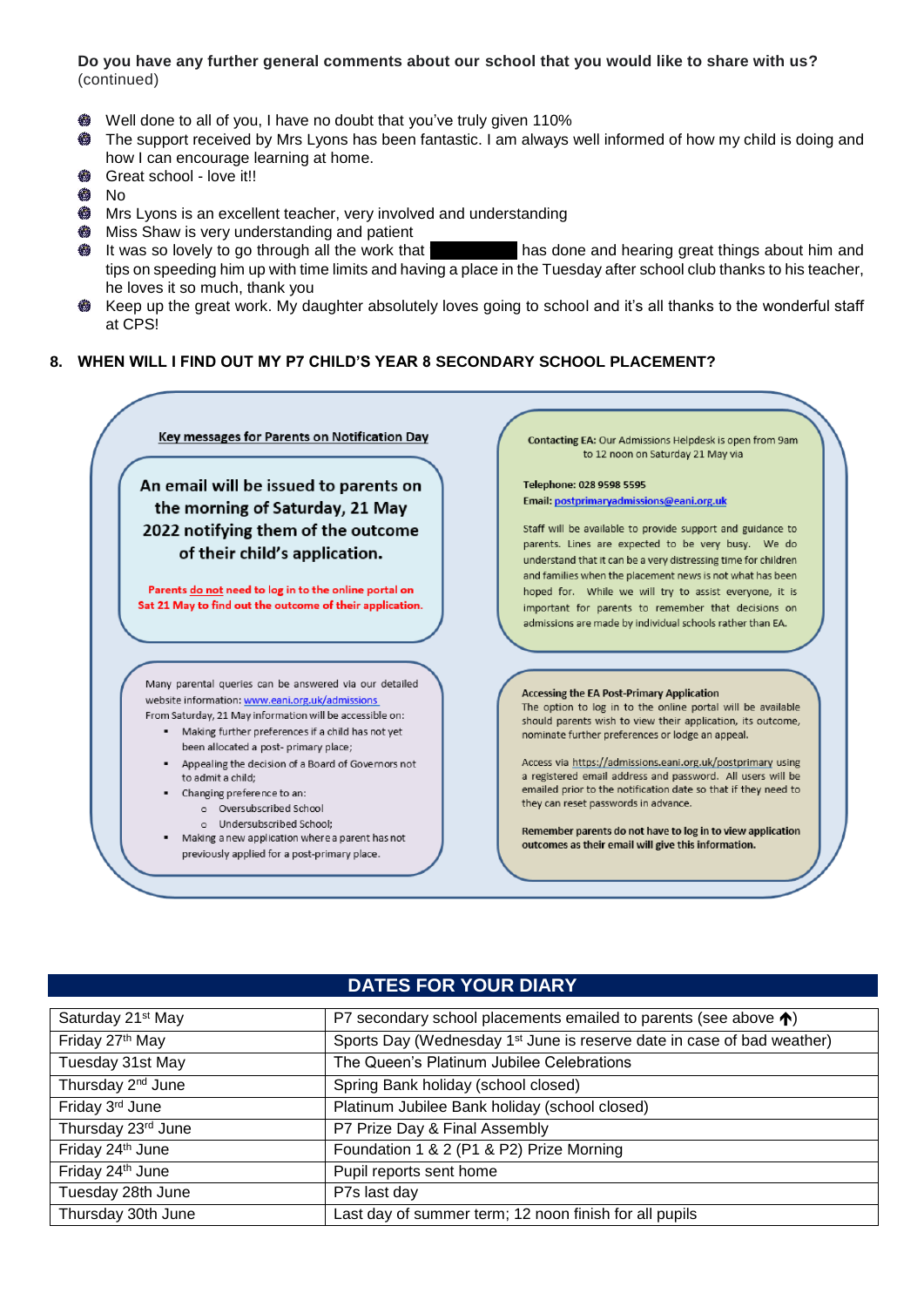**Do you have any further general comments about our school that you would like to share with us?** (continued)

- Well done to all of you, I have no doubt that you've truly given 110%
- The support received by Mrs Lyons has been fantastic. I am always well informed of how my child is doing and how I can encourage learning at home.
- Great school - love it!!
- No
- Mrs Lyons is an excellent teacher, very involved and understanding
- Miss Shaw is very understanding and patient
- It was so lovely to go through all the work that ██████ has done and hearing great things about him and tips on speeding him up with time limits and having a place in the Tuesday after school club thanks to his teacher, he loves it so much, thank you
- Keep up the great work. My daughter absolutely loves going to school and it's all thanks to the wonderful staff at CPS!

## 8. WHEN WILL I FIND OUT MY P7 CHILD'S YEAR 8 SECONDARY SCHOOL PLACEMENT?

**Key messages for Parents on Notification Day**

An email will be issued to parents on the morning of Saturday, 21 May 2022 notifying them of the outcome of their child's application.

**Parents do not need to log in to the online portal on Sat 21 May to find out the outcome of their application.**

**Contacting EA:** Our Admissions Helpdesk is open from 9am to 12 noon on Saturday 21 May via

**Telephone:** 028 9598 5595
**Email:** postprimaryadmissions@eani.org.uk

Staff will be available to provide support and guidance to parents. Lines are expected to be very busy. We do understand that it can be a very distressing time for children and families when the placement news is not what has been hoped for. While we will try to assist everyone, it is important for parents to remember that decisions on admissions are made by individual schools rather than EA.

Many parental queries can be answered via our detailed website information: www.eani.org.uk/admissions
From Saturday, 21 May information will be accessible on:

- Making further preferences if a child has not yet been allocated a post- primary place;
- Appealing the decision of a Board of Governors not to admit a child;
- Changing preference to an:
  - Oversubscribed School
  - Undersubscribed School;
- Making a new application where a parent has not previously applied for a post-primary place.

**Accessing the EA Post-Primary Application**
The option to log in to the online portal will be available should parents wish to view their application, its outcome, nominate further preferences or lodge an appeal.

Access via https://admissions.eani.org.uk/postprimary using a registered email address and password. All users will be emailed prior to the notification date so that if they need to they can reset passwords in advance.

**Remember parents do not have to log in to view application outcomes as their email will give this information.**

## DATES FOR YOUR DIARY

| | |
|---|---|
| Saturday 21st May | P7 secondary school placements emailed to parents (see above ↑) |
| Friday 27th May | Sports Day (Wednesday 1st June is reserve date in case of bad weather) |
| Tuesday 31st May | The Queen's Platinum Jubilee Celebrations |
| Thursday 2nd June | Spring Bank holiday (school closed) |
| Friday 3rd June | Platinum Jubilee Bank holiday (school closed) |
| Thursday 23rd June | P7 Prize Day & Final Assembly |
| Friday 24th June | Foundation 1 & 2 (P1 & P2) Prize Morning |
| Friday 24th June | Pupil reports sent home |
| Tuesday 28th June | P7s last day |
| Thursday 30th June | Last day of summer term; 12 noon finish for all pupils |